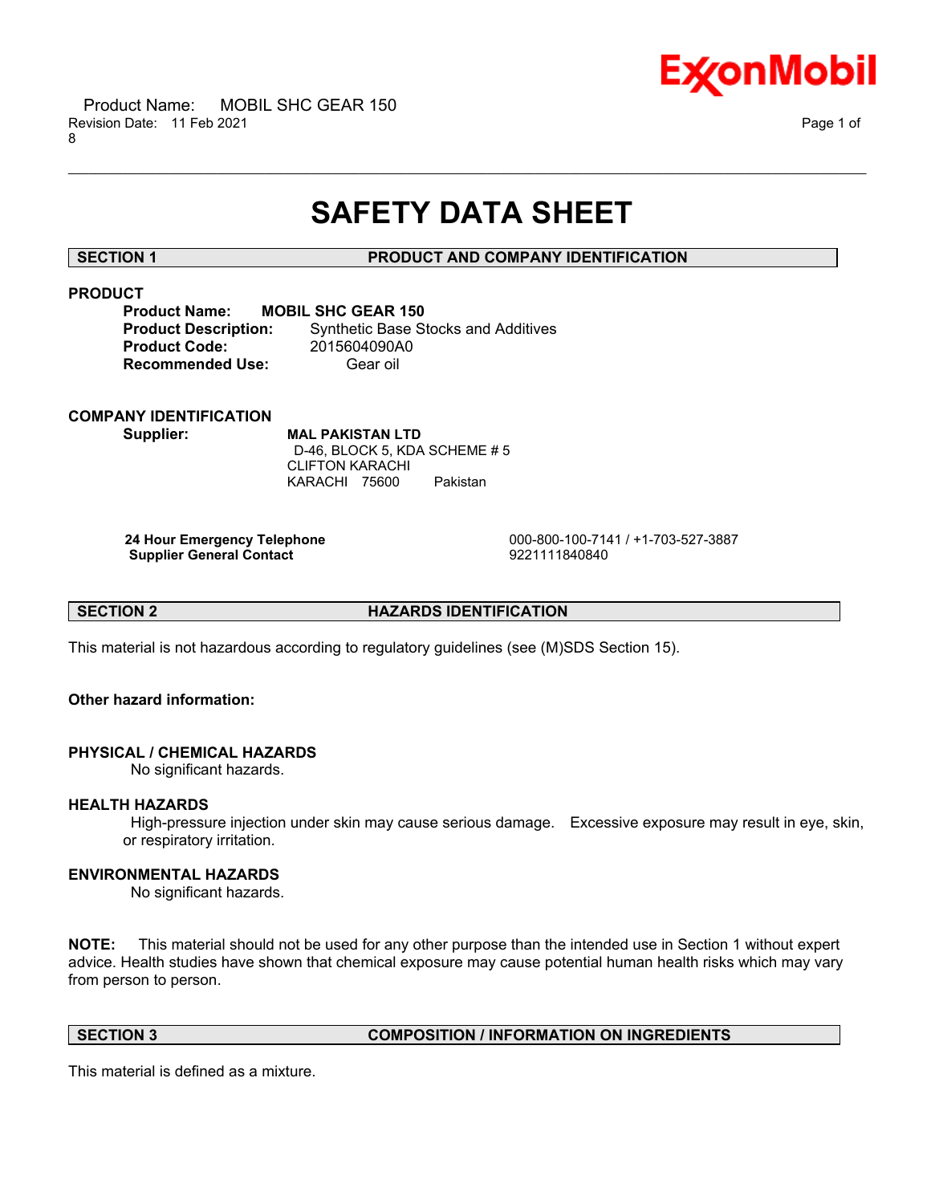# SAFETY DATA SHEET

## SECTION 1 PRODUCT AND COMPANY IDENTIFICATION

### PRODUCT

**Product Name:** **MOBIL SHC GEAR 150**
**Product Description:** Synthetic Base Stocks and Additives
**Product Code:** 2015604090A0
**Recommended Use:** Gear oil

### COMPANY IDENTIFICATION

**Supplier:** **MAL PAKISTAN LTD**
D-46, BLOCK 5, KDA SCHEME # 5
CLIFTON KARACHI
KARACHI 75600 Pakistan

| | |
|---|---|
| **24 Hour Emergency Telephone** | 000-800-100-7141 / +1-703-527-3887 |
| **Supplier General Contact** | 9221111840840 |

## SECTION 2 HAZARDS IDENTIFICATION

This material is not hazardous according to regulatory guidelines (see (M)SDS Section 15).

**Other hazard information:**

### PHYSICAL / CHEMICAL HAZARDS

No significant hazards.

### HEALTH HAZARDS

High-pressure injection under skin may cause serious damage. Excessive exposure may result in eye, skin, or respiratory irritation.

### ENVIRONMENTAL HAZARDS

No significant hazards.

**NOTE:** This material should not be used for any other purpose than the intended use in Section 1 without expert advice. Health studies have shown that chemical exposure may cause potential human health risks which may vary from person to person.

## SECTION 3 COMPOSITION / INFORMATION ON INGREDIENTS

This material is defined as a mixture.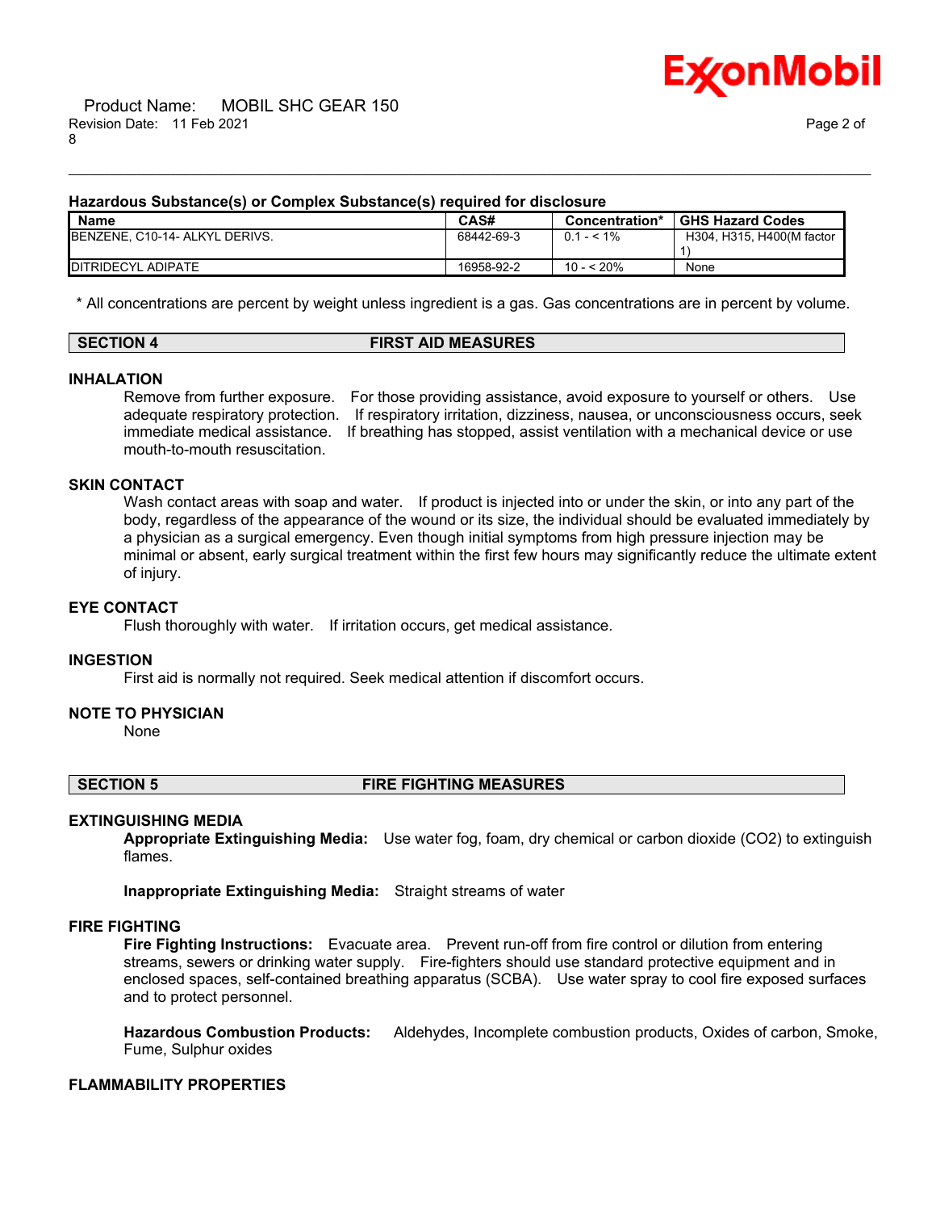### Hazardous Substance(s) or Complex Substance(s) required for disclosure

| Name | CAS# | Concentration* | GHS Hazard Codes |
|---|---|---|---|
| BENZENE, C10-14- ALKYL DERIVS. | 68442-69-3 | 0.1 - < 1% | H304, H315, H400(M factor 1) |
| DITRIDECYL ADIPATE | 16958-92-2 | 10 - < 20% | None |

* All concentrations are percent by weight unless ingredient is a gas. Gas concentrations are in percent by volume.

## SECTION 4 FIRST AID MEASURES

### INHALATION

Remove from further exposure. For those providing assistance, avoid exposure to yourself or others. Use adequate respiratory protection. If respiratory irritation, dizziness, nausea, or unconsciousness occurs, seek immediate medical assistance. If breathing has stopped, assist ventilation with a mechanical device or use mouth-to-mouth resuscitation.

### SKIN CONTACT

Wash contact areas with soap and water. If product is injected into or under the skin, or into any part of the body, regardless of the appearance of the wound or its size, the individual should be evaluated immediately by a physician as a surgical emergency. Even though initial symptoms from high pressure injection may be minimal or absent, early surgical treatment within the first few hours may significantly reduce the ultimate extent of injury.

### EYE CONTACT

Flush thoroughly with water. If irritation occurs, get medical assistance.

### INGESTION

First aid is normally not required. Seek medical attention if discomfort occurs.

### NOTE TO PHYSICIAN

None

## SECTION 5 FIRE FIGHTING MEASURES

### EXTINGUISHING MEDIA

**Appropriate Extinguishing Media:** Use water fog, foam, dry chemical or carbon dioxide ($CO_2$) to extinguish flames.

**Inappropriate Extinguishing Media:** Straight streams of water

### FIRE FIGHTING

**Fire Fighting Instructions:** Evacuate area. Prevent run-off from fire control or dilution from entering streams, sewers or drinking water supply. Fire-fighters should use standard protective equipment and in enclosed spaces, self-contained breathing apparatus (SCBA). Use water spray to cool fire exposed surfaces and to protect personnel.

**Hazardous Combustion Products:** Aldehydes, Incomplete combustion products, Oxides of carbon, Smoke, Fume, Sulphur oxides

### FLAMMABILITY PROPERTIES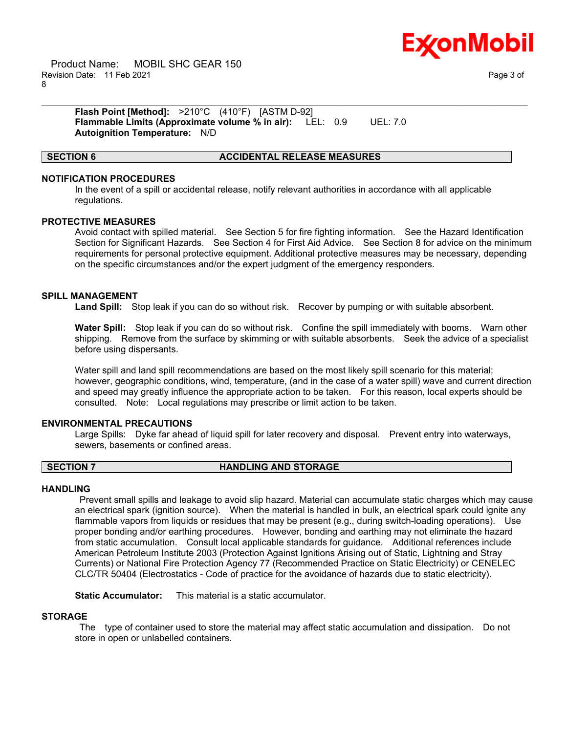**Flash Point [Method]:** >210°C (410°F) [ASTM D-92]
**Flammable Limits (Approximate volume % in air):** LEL: 0.9 UEL: 7.0
**Autoignition Temperature:** N/D

## SECTION 6 ACCIDENTAL RELEASE MEASURES

### NOTIFICATION PROCEDURES

In the event of a spill or accidental release, notify relevant authorities in accordance with all applicable regulations.

### PROTECTIVE MEASURES

Avoid contact with spilled material. See Section 5 for fire fighting information. See the Hazard Identification Section for Significant Hazards. See Section 4 for First Aid Advice. See Section 8 for advice on the minimum requirements for personal protective equipment. Additional protective measures may be necessary, depending on the specific circumstances and/or the expert judgment of the emergency responders.

### SPILL MANAGEMENT

**Land Spill:** Stop leak if you can do so without risk. Recover by pumping or with suitable absorbent.

**Water Spill:** Stop leak if you can do so without risk. Confine the spill immediately with booms. Warn other shipping. Remove from the surface by skimming or with suitable absorbents. Seek the advice of a specialist before using dispersants.

Water spill and land spill recommendations are based on the most likely spill scenario for this material; however, geographic conditions, wind, temperature, (and in the case of a water spill) wave and current direction and speed may greatly influence the appropriate action to be taken. For this reason, local experts should be consulted. Note: Local regulations may prescribe or limit action to be taken.

### ENVIRONMENTAL PRECAUTIONS

Large Spills: Dyke far ahead of liquid spill for later recovery and disposal. Prevent entry into waterways, sewers, basements or confined areas.

## SECTION 7 HANDLING AND STORAGE

### HANDLING

Prevent small spills and leakage to avoid slip hazard. Material can accumulate static charges which may cause an electrical spark (ignition source). When the material is handled in bulk, an electrical spark could ignite any flammable vapors from liquids or residues that may be present (e.g., during switch-loading operations). Use proper bonding and/or earthing procedures. However, bonding and earthing may not eliminate the hazard from static accumulation. Consult local applicable standards for guidance. Additional references include American Petroleum Institute 2003 (Protection Against Ignitions Arising out of Static, Lightning and Stray Currents) or National Fire Protection Agency 77 (Recommended Practice on Static Electricity) or CENELEC CLC/TR 50404 (Electrostatics - Code of practice for the avoidance of hazards due to static electricity).

**Static Accumulator:** This material is a static accumulator.

### STORAGE

The type of container used to store the material may affect static accumulation and dissipation. Do not store in open or unlabelled containers.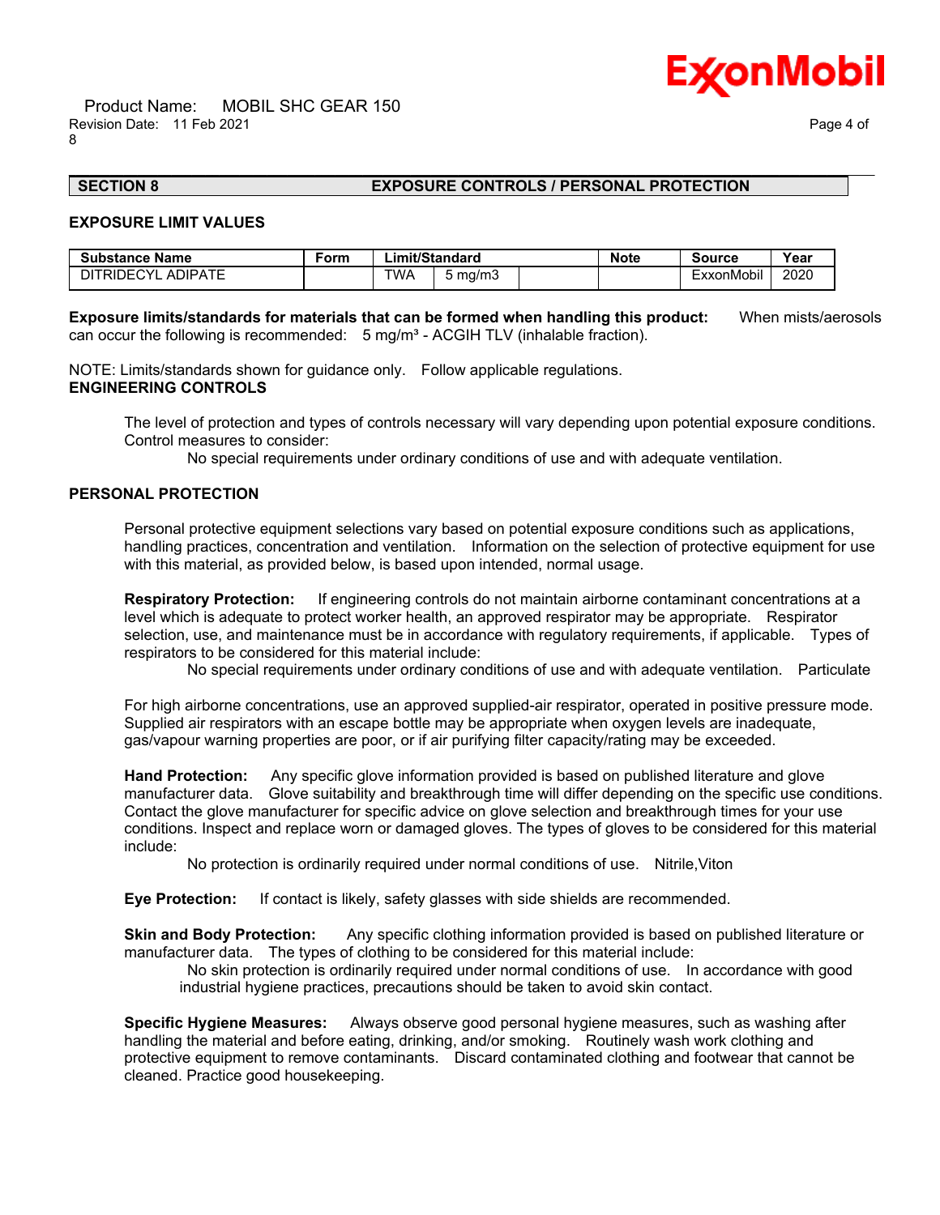## SECTION 8 EXPOSURE CONTROLS / PERSONAL PROTECTION

### EXPOSURE LIMIT VALUES

| Substance Name | Form | Limit/Standard | | | Note | Source | Year |
|---|---|---|---|---|---|---|---|
| DITRIDECYL ADIPATE | | TWA | 5 mg/m3 | | | ExxonMobil | 2020 |

**Exposure limits/standards for materials that can be formed when handling this product:** When mists/aerosols can occur the following is recommended: 5 mg/m³ - ACGIH TLV (inhalable fraction).

NOTE: Limits/standards shown for guidance only. Follow applicable regulations.

### ENGINEERING CONTROLS

The level of protection and types of controls necessary will vary depending upon potential exposure conditions. Control measures to consider:

No special requirements under ordinary conditions of use and with adequate ventilation.

### PERSONAL PROTECTION

Personal protective equipment selections vary based on potential exposure conditions such as applications, handling practices, concentration and ventilation. Information on the selection of protective equipment for use with this material, as provided below, is based upon intended, normal usage.

**Respiratory Protection:** If engineering controls do not maintain airborne contaminant concentrations at a level which is adequate to protect worker health, an approved respirator may be appropriate. Respirator selection, use, and maintenance must be in accordance with regulatory requirements, if applicable. Types of respirators to be considered for this material include:

No special requirements under ordinary conditions of use and with adequate ventilation. Particulate

For high airborne concentrations, use an approved supplied-air respirator, operated in positive pressure mode. Supplied air respirators with an escape bottle may be appropriate when oxygen levels are inadequate, gas/vapour warning properties are poor, or if air purifying filter capacity/rating may be exceeded.

**Hand Protection:** Any specific glove information provided is based on published literature and glove manufacturer data. Glove suitability and breakthrough time will differ depending on the specific use conditions. Contact the glove manufacturer for specific advice on glove selection and breakthrough times for your use conditions. Inspect and replace worn or damaged gloves. The types of gloves to be considered for this material include:

No protection is ordinarily required under normal conditions of use. Nitrile,Viton

**Eye Protection:** If contact is likely, safety glasses with side shields are recommended.

**Skin and Body Protection:** Any specific clothing information provided is based on published literature or manufacturer data. The types of clothing to be considered for this material include:

No skin protection is ordinarily required under normal conditions of use. In accordance with good industrial hygiene practices, precautions should be taken to avoid skin contact.

**Specific Hygiene Measures:** Always observe good personal hygiene measures, such as washing after handling the material and before eating, drinking, and/or smoking. Routinely wash work clothing and protective equipment to remove contaminants. Discard contaminated clothing and footwear that cannot be cleaned. Practice good housekeeping.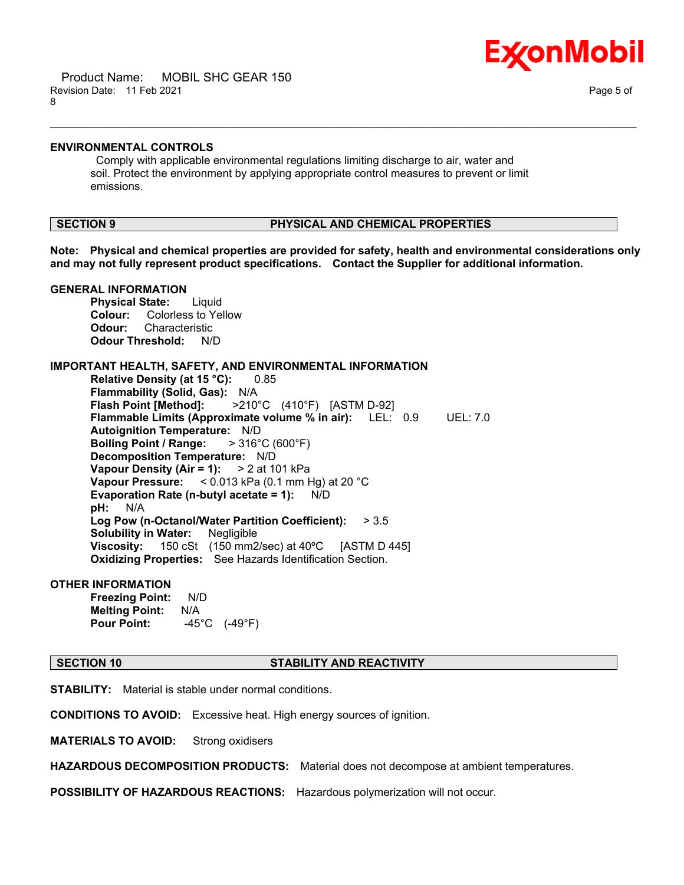### ENVIRONMENTAL CONTROLS

Comply with applicable environmental regulations limiting discharge to air, water and soil. Protect the environment by applying appropriate control measures to prevent or limit emissions.

## SECTION 9 PHYSICAL AND CHEMICAL PROPERTIES

**Note: Physical and chemical properties are provided for safety, health and environmental considerations only and may not fully represent product specifications. Contact the Supplier for additional information.**

### GENERAL INFORMATION

**Physical State:** Liquid
**Colour:** Colorless to Yellow
**Odour:** Characteristic
**Odour Threshold:** N/D

### IMPORTANT HEALTH, SAFETY, AND ENVIRONMENTAL INFORMATION

**Relative Density (at 15 °C):** 0.85
**Flammability (Solid, Gas):** N/A
**Flash Point [Method]:** >210°C (410°F) [ASTM D-92]
**Flammable Limits (Approximate volume % in air):** LEL: 0.9 UEL: 7.0
**Autoignition Temperature:** N/D
**Boiling Point / Range:** > 316°C (600°F)
**Decomposition Temperature:** N/D
**Vapour Density (Air = 1):** > 2 at 101 kPa
**Vapour Pressure:** < 0.013 kPa (0.1 mm Hg) at 20 °C
**Evaporation Rate (n-butyl acetate = 1):** N/D
**pH:** N/A
**Log Pow (n-Octanol/Water Partition Coefficient):** > 3.5
**Solubility in Water:** Negligible
**Viscosity:** 150 cSt (150 mm2/sec) at 40ºC [ASTM D 445]
**Oxidizing Properties:** See Hazards Identification Section.

### OTHER INFORMATION

**Freezing Point:** N/D
**Melting Point:** N/A
**Pour Point:** -45°C (-49°F)

## SECTION 10 STABILITY AND REACTIVITY

**STABILITY:** Material is stable under normal conditions.

**CONDITIONS TO AVOID:** Excessive heat. High energy sources of ignition.

**MATERIALS TO AVOID:** Strong oxidisers

**HAZARDOUS DECOMPOSITION PRODUCTS:** Material does not decompose at ambient temperatures.

**POSSIBILITY OF HAZARDOUS REACTIONS:** Hazardous polymerization will not occur.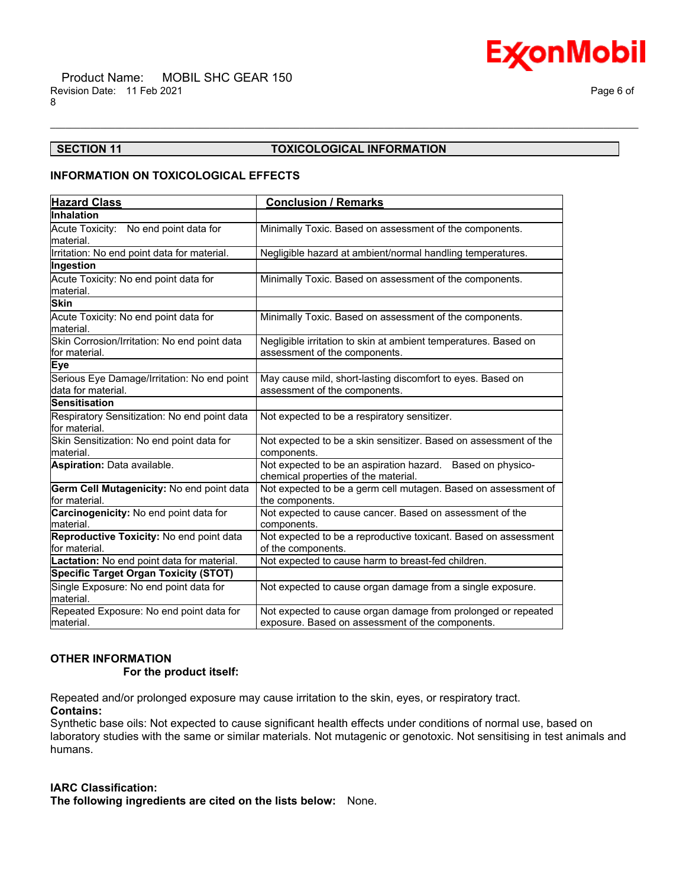## SECTION 11 TOXICOLOGICAL INFORMATION

### INFORMATION ON TOXICOLOGICAL EFFECTS

| Hazard Class | Conclusion / Remarks |
|---|---|
| **Inhalation** | |
| Acute Toxicity: No end point data for material. | Minimally Toxic. Based on assessment of the components. |
| Irritation: No end point data for material. | Negligible hazard at ambient/normal handling temperatures. |
| **Ingestion** | |
| Acute Toxicity: No end point data for material. | Minimally Toxic. Based on assessment of the components. |
| **Skin** | |
| Acute Toxicity: No end point data for material. | Minimally Toxic. Based on assessment of the components. |
| Skin Corrosion/Irritation: No end point data for material. | Negligible irritation to skin at ambient temperatures. Based on assessment of the components. |
| **Eye** | |
| Serious Eye Damage/Irritation: No end point data for material. | May cause mild, short-lasting discomfort to eyes. Based on assessment of the components. |
| **Sensitisation** | |
| Respiratory Sensitization: No end point data for material. | Not expected to be a respiratory sensitizer. |
| Skin Sensitization: No end point data for material. | Not expected to be a skin sensitizer. Based on assessment of the components. |
| **Aspiration:** Data available. | Not expected to be an aspiration hazard. Based on physico-chemical properties of the material. |
| **Germ Cell Mutagenicity:** No end point data for material. | Not expected to be a germ cell mutagen. Based on assessment of the components. |
| **Carcinogenicity:** No end point data for material. | Not expected to cause cancer. Based on assessment of the components. |
| **Reproductive Toxicity:** No end point data for material. | Not expected to be a reproductive toxicant. Based on assessment of the components. |
| **Lactation:** No end point data for material. | Not expected to cause harm to breast-fed children. |
| **Specific Target Organ Toxicity (STOT)** | |
| Single Exposure: No end point data for material. | Not expected to cause organ damage from a single exposure. |
| Repeated Exposure: No end point data for material. | Not expected to cause organ damage from prolonged or repeated exposure. Based on assessment of the components. |

### OTHER INFORMATION

**For the product itself:**

Repeated and/or prolonged exposure may cause irritation to the skin, eyes, or respiratory tract.

**Contains:**

Synthetic base oils: Not expected to cause significant health effects under conditions of normal use, based on laboratory studies with the same or similar materials. Not mutagenic or genotoxic. Not sensitising in test animals and humans.

**IARC Classification:**

**The following ingredients are cited on the lists below:** None.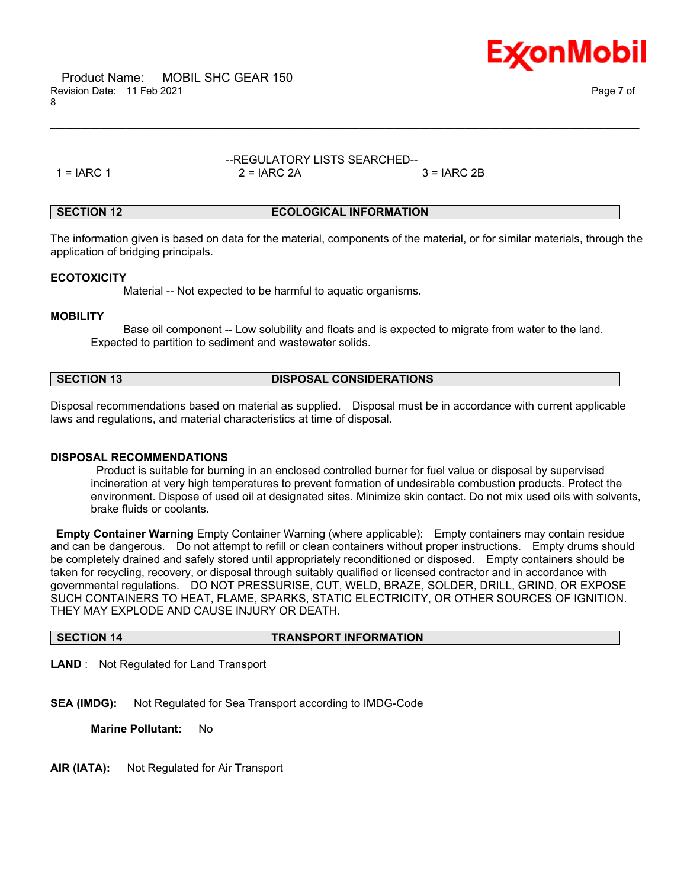--REGULATORY LISTS SEARCHED--

1 = IARC 1 2 = IARC 2A 3 = IARC 2B

## SECTION 12 ECOLOGICAL INFORMATION

The information given is based on data for the material, components of the material, or for similar materials, through the application of bridging principals.

**ECOTOXICITY**

Material -- Not expected to be harmful to aquatic organisms.

**MOBILITY**

Base oil component -- Low solubility and floats and is expected to migrate from water to the land. Expected to partition to sediment and wastewater solids.

## SECTION 13 DISPOSAL CONSIDERATIONS

Disposal recommendations based on material as supplied. Disposal must be in accordance with current applicable laws and regulations, and material characteristics at time of disposal.

**DISPOSAL RECOMMENDATIONS**

Product is suitable for burning in an enclosed controlled burner for fuel value or disposal by supervised incineration at very high temperatures to prevent formation of undesirable combustion products. Protect the environment. Dispose of used oil at designated sites. Minimize skin contact. Do not mix used oils with solvents, brake fluids or coolants.

**Empty Container Warning** Empty Container Warning (where applicable): Empty containers may contain residue and can be dangerous. Do not attempt to refill or clean containers without proper instructions. Empty drums should be completely drained and safely stored until appropriately reconditioned or disposed. Empty containers should be taken for recycling, recovery, or disposal through suitably qualified or licensed contractor and in accordance with governmental regulations. DO NOT PRESSURISE, CUT, WELD, BRAZE, SOLDER, DRILL, GRIND, OR EXPOSE SUCH CONTAINERS TO HEAT, FLAME, SPARKS, STATIC ELECTRICITY, OR OTHER SOURCES OF IGNITION. THEY MAY EXPLODE AND CAUSE INJURY OR DEATH.

## SECTION 14 TRANSPORT INFORMATION

**LAND** : Not Regulated for Land Transport

**SEA (IMDG):** Not Regulated for Sea Transport according to IMDG-Code

**Marine Pollutant:** No

**AIR (IATA):** Not Regulated for Air Transport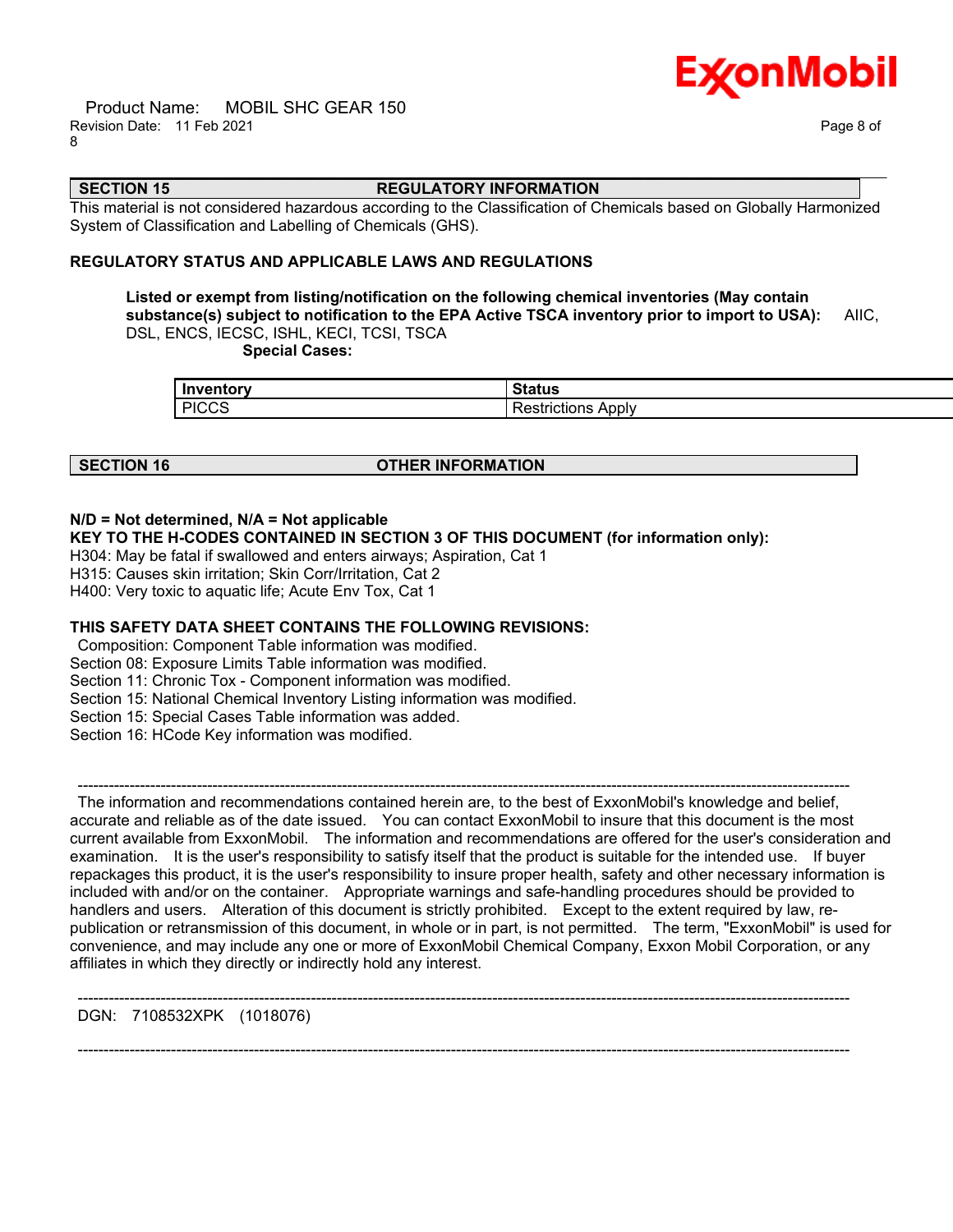## SECTION 15 REGULATORY INFORMATION

This material is not considered hazardous according to the Classification of Chemicals based on Globally Harmonized System of Classification and Labelling of Chemicals (GHS).

**REGULATORY STATUS AND APPLICABLE LAWS AND REGULATIONS**

**Listed or exempt from listing/notification on the following chemical inventories (May contain substance(s) subject to notification to the EPA Active TSCA inventory prior to import to USA):** AIIC, DSL, ENCS, IECSC, ISHL, KECI, TCSI, TSCA

**Special Cases:**

| Inventory | Status |
|---|---|
| PICCS | Restrictions Apply |

## SECTION 16 OTHER INFORMATION

**N/D = Not determined, N/A = Not applicable**

**KEY TO THE H-CODES CONTAINED IN SECTION 3 OF THIS DOCUMENT (for information only):**

H304: May be fatal if swallowed and enters airways; Aspiration, Cat 1
H315: Causes skin irritation; Skin Corr/Irritation, Cat 2
H400: Very toxic to aquatic life; Acute Env Tox, Cat 1

**THIS SAFETY DATA SHEET CONTAINS THE FOLLOWING REVISIONS:**

Composition: Component Table information was modified.
Section 08: Exposure Limits Table information was modified.
Section 11: Chronic Tox - Component information was modified.
Section 15: National Chemical Inventory Listing information was modified.
Section 15: Special Cases Table information was added.
Section 16: HCode Key information was modified.

---

The information and recommendations contained herein are, to the best of ExxonMobil's knowledge and belief, accurate and reliable as of the date issued. You can contact ExxonMobil to insure that this document is the most current available from ExxonMobil. The information and recommendations are offered for the user's consideration and examination. It is the user's responsibility to satisfy itself that the product is suitable for the intended use. If buyer repackages this product, it is the user's responsibility to insure proper health, safety and other necessary information is included with and/or on the container. Appropriate warnings and safe-handling procedures should be provided to handlers and users. Alteration of this document is strictly prohibited. Except to the extent required by law, re-publication or retransmission of this document, in whole or in part, is not permitted. The term, "ExxonMobil" is used for convenience, and may include any one or more of ExxonMobil Chemical Company, Exxon Mobil Corporation, or any affiliates in which they directly or indirectly hold any interest.

---

DGN: 7108532XPK (1018076)

---